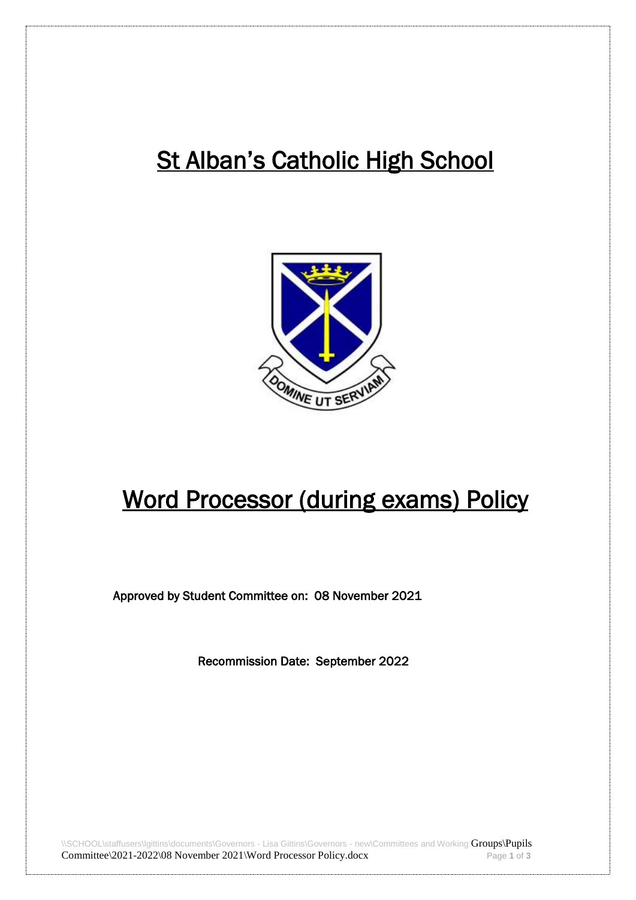# St Alban's Catholic High School

# Word Processor (during exams) Policy

Approved by Student Committee on: 08 November 2021

Recommission Date: September 2022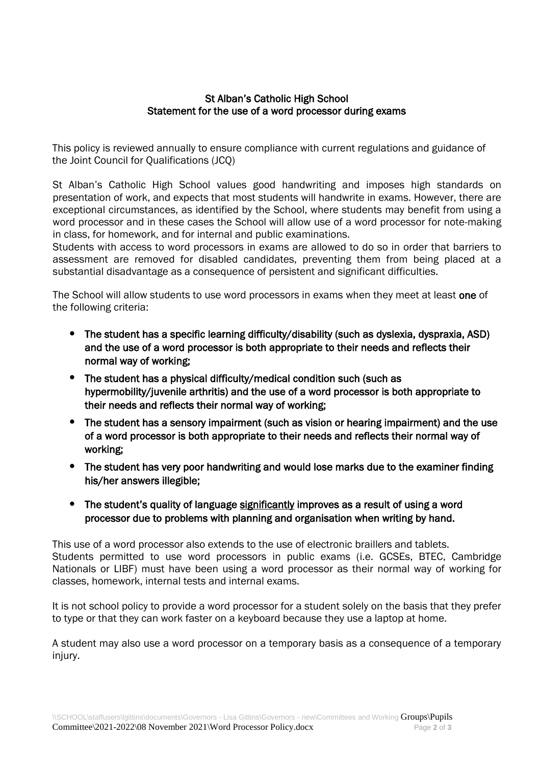**St Alban's Catholic High School**
**Statement for the use of a word processor during exams**

This policy is reviewed annually to ensure compliance with current regulations and guidance of the Joint Council for Qualifications (JCQ)

St Alban's Catholic High School values good handwriting and imposes high standards on presentation of work, and expects that most students will handwrite in exams. However, there are exceptional circumstances, as identified by the School, where students may benefit from using a word processor and in these cases the School will allow use of a word processor for note-making in class, for homework, and for internal and public examinations.
Students with access to word processors in exams are allowed to do so in order that barriers to assessment are removed for disabled candidates, preventing them from being placed at a substantial disadvantage as a consequence of persistent and significant difficulties.

The School will allow students to use word processors in exams when they meet at least **one** of the following criteria:

- **The student has a specific learning difficulty/disability (such as dyslexia, dyspraxia, ASD) and the use of a word processor is both appropriate to their needs and reflects their normal way of working;**
- **The student has a physical difficulty/medical condition such (such as hypermobility/juvenile arthritis) and the use of a word processor is both appropriate to their needs and reflects their normal way of working;**
- **The student has a sensory impairment (such as vision or hearing impairment) and the use of a word processor is both appropriate to their needs and reflects their normal way of working;**
- **The student has very poor handwriting and would lose marks due to the examiner finding his/her answers illegible;**
- **The student's quality of language <u>significantly</u> improves as a result of using a word processor due to problems with planning and organisation when writing by hand.**

This use of a word processor also extends to the use of electronic braillers and tablets.
Students permitted to use word processors in public exams (i.e. GCSEs, BTEC, Cambridge Nationals or LIBF) must have been using a word processor as their normal way of working for classes, homework, internal tests and internal exams.

It is not school policy to provide a word processor for a student solely on the basis that they prefer to type or that they can work faster on a keyboard because they use a laptop at home.

A student may also use a word processor on a temporary basis as a consequence of a temporary injury.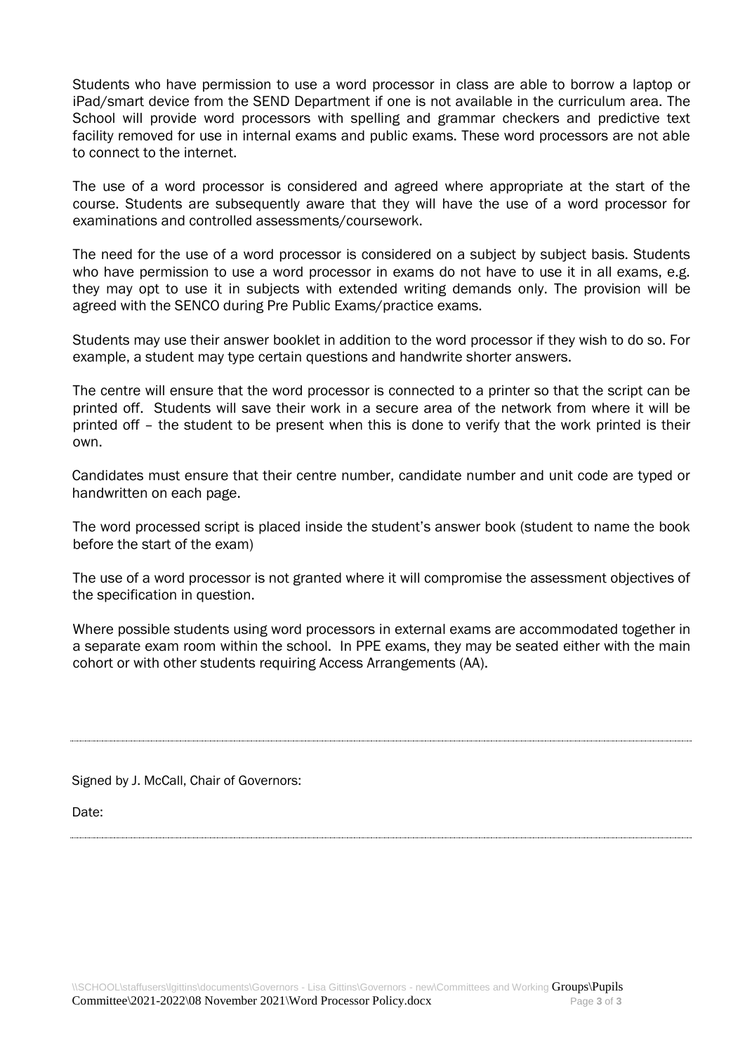Students who have permission to use a word processor in class are able to borrow a laptop or iPad/smart device from the SEND Department if one is not available in the curriculum area. The School will provide word processors with spelling and grammar checkers and predictive text facility removed for use in internal exams and public exams. These word processors are not able to connect to the internet.

The use of a word processor is considered and agreed where appropriate at the start of the course. Students are subsequently aware that they will have the use of a word processor for examinations and controlled assessments/coursework.

The need for the use of a word processor is considered on a subject by subject basis. Students who have permission to use a word processor in exams do not have to use it in all exams, e.g. they may opt to use it in subjects with extended writing demands only. The provision will be agreed with the SENCO during Pre Public Exams/practice exams.

Students may use their answer booklet in addition to the word processor if they wish to do so. For example, a student may type certain questions and handwrite shorter answers.

The centre will ensure that the word processor is connected to a printer so that the script can be printed off. Students will save their work in a secure area of the network from where it will be printed off – the student to be present when this is done to verify that the work printed is their own.

Candidates must ensure that their centre number, candidate number and unit code are typed or handwritten on each page.

The word processed script is placed inside the student's answer book (student to name the book before the start of the exam)

The use of a word processor is not granted where it will compromise the assessment objectives of the specification in question.

Where possible students using word processors in external exams are accommodated together in a separate exam room within the school. In PPE exams, they may be seated either with the main cohort or with other students requiring Access Arrangements (AA).

---

Signed by J. McCall, Chair of Governors:

Date:

---